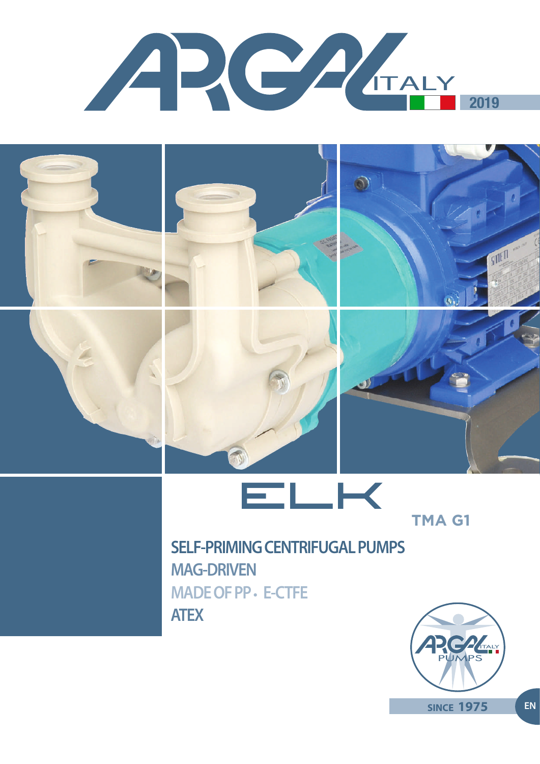# ARGAL ITALY

2019

# ELK

TMA G1

## SELF-PRIMING CENTRIFUGAL PUMPS

**MAG-DRIVEN**

**MADE OF PP • E-CTFE**

**ATEX**

ARGAL ITALY PUMPS

SINCE 1975

EN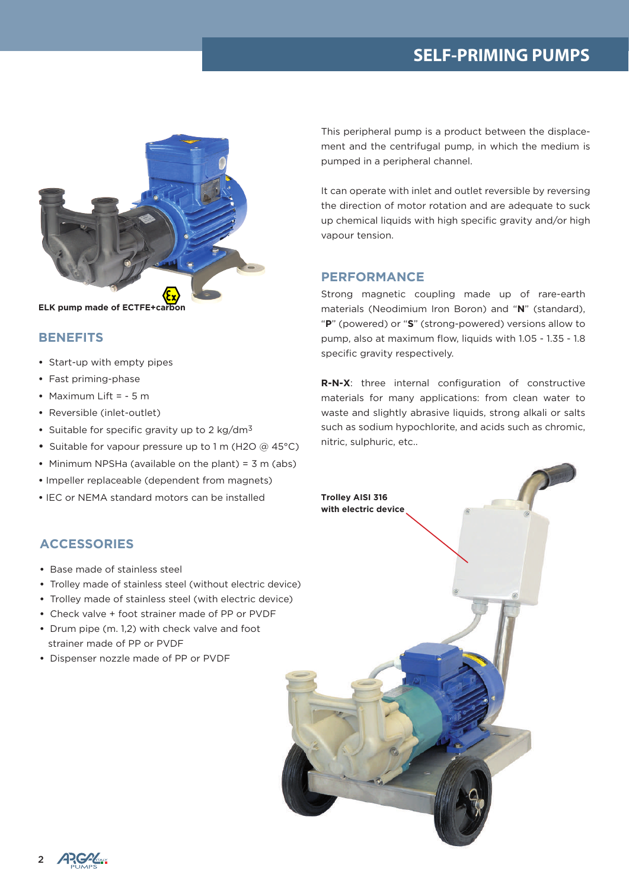# SELF-PRIMING PUMPS

ELK pump made of ECTFE+carbon

## BENEFITS

- Start-up with empty pipes
- Fast priming-phase
- Maximum Lift = - 5 m
- Reversible (inlet-outlet)
- Suitable for specific gravity up to 2 kg/dm$^3$
- Suitable for vapour pressure up to 1 m ($H_2O$ @ 45°C)
- Minimum NPSHa (available on the plant) = 3 m (abs)
- Impeller replaceable (dependent from magnets)
- IEC or NEMA standard motors can be installed

## ACCESSORIES

- Base made of stainless steel
- Trolley made of stainless steel (without electric device)
- Trolley made of stainless steel (with electric device)
- Check valve + foot strainer made of PP or PVDF
- Drum pipe (m. 1,2) with check valve and foot strainer made of PP or PVDF
- Dispenser nozzle made of PP or PVDF

This peripheral pump is a product between the displacement and the centrifugal pump, in which the medium is pumped in a peripheral channel.

It can operate with inlet and outlet reversible by reversing the direction of motor rotation and are adequate to suck up chemical liquids with high specific gravity and/or high vapour tension.

## PERFORMANCE

Strong magnetic coupling made up of rare-earth materials (Neodimium Iron Boron) and "**N**" (standard), "**P**" (powered) or "**S**" (strong-powered) versions allow to pump, also at maximum flow, liquids with 1.05 - 1.35 - 1.8 specific gravity respectively.

**R-N-X**: three internal configuration of constructive materials for many applications: from clean water to waste and slightly abrasive liquids, strong alkali or salts such as sodium hypochlorite, and acids such as chromic, nitric, sulphuric, etc..

Trolley AISI 316 with electric device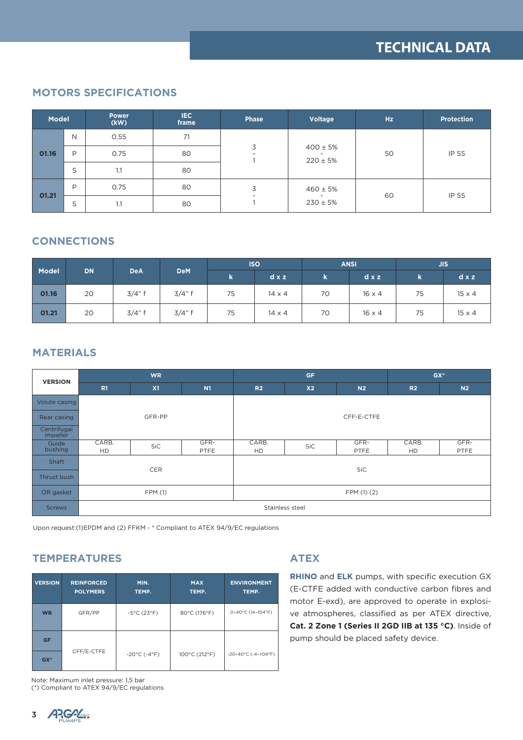# TECHNICAL DATA

## MOTORS SPECIFICATIONS

| Model | | Power (kW) | IEC frame | Phase | Voltage | Hz | Protection |
|---|---|---|---|---|---|---|---|
| **01.16** | N | 0.55 | 71 | 3 - 1 | 400 ± 5% - 220 ± 5% | 50 | IP 55 |
| | P | 0.75 | 80 | | | | |
| | S | 1.1 | 80 | | | | |
| **01.21** | P | 0.75 | 80 | 3 - 1 | 460 ± 5% - 230 ± 5% | 60 | IP 55 |
| | S | 1.1 | 80 | | | | |

## CONNECTIONS

| Model | DN | DeA | DeM | ISO | | ANSI | | JIS | |
|---|---|---|---|---|---|---|---|---|---|
| | | | | k | d x z | k | d x z | k | d x z |
| **01.16** | 20 | 3/4" f | 3/4" f | 75 | 14 x 4 | 70 | 16 x 4 | 75 | 15 x 4 |
| **01.21** | 20 | 3/4" f | 3/4" f | 75 | 14 x 4 | 70 | 16 x 4 | 75 | 15 x 4 |

## MATERIALS

| VERSION | WR | | | GF | | | GX* | |
|---|---|---|---|---|---|---|---|---|
| | R1 | X1 | N1 | R2 | X2 | N2 | R2 | N2 |
| Volute casing | GFR-PP | | | CFF-E-CTFE | | | | |
| Rear casing | GFR-PP | | | CFF-E-CTFE | | | | |
| Centrifugal impeller | GFR-PP | | | CFF-E-CTFE | | | | |
| Guide bushing | CARB. HD | SiC | GFR-PTFE | CARB. HD | SiC | GFR-PTFE | CARB. HD | GFR-PTFE |
| Shaft | CER | | | SiC | | | | |
| Thrust bush | CER | | | SiC | | | | |
| OR gasket | FPM (1) | | | FPM (1) (2) | | | | |
| Screws | Stainless steel | | | | | | | |

Upon request:(1)EPDM and (2) FFKM - * Compliant to ATEX 94/9/EC regulations

## TEMPERATURES

| VERSION | REINFORCED POLYMERS | MIN. TEMP. | MAX TEMP. | ENVIRONMENT TEMP. |
|---|---|---|---|---|
| **WR** | GFR/PP | -5°C (23°F) | 80°C (176°F) | 0÷40°C (14÷104°F) |
| **GF** | CFF/E-CTFE | -20°C (-4°F) | 100°C (212°F) | -20÷40°C (-4÷104°F) |
| **GX*** | CFF/E-CTFE | -20°C (-4°F) | 100°C (212°F) | -20÷40°C (-4÷104°F) |

Note: Maximum inlet pressure: 1,5 bar
(*) Compliant to ATEX 94/9/EC regulations

## ATEX

**RHINO** and **ELK** pumps, with specific execution GX (E-CTFE added with conductive carbon fibres and motor E-exd), are approved to operate in explosive atmospheres, classified as per ATEX directive, **Cat. 2 Zone 1 (Series II 2GD IIB at 135 °C)**. Inside of pump should be placed safety device.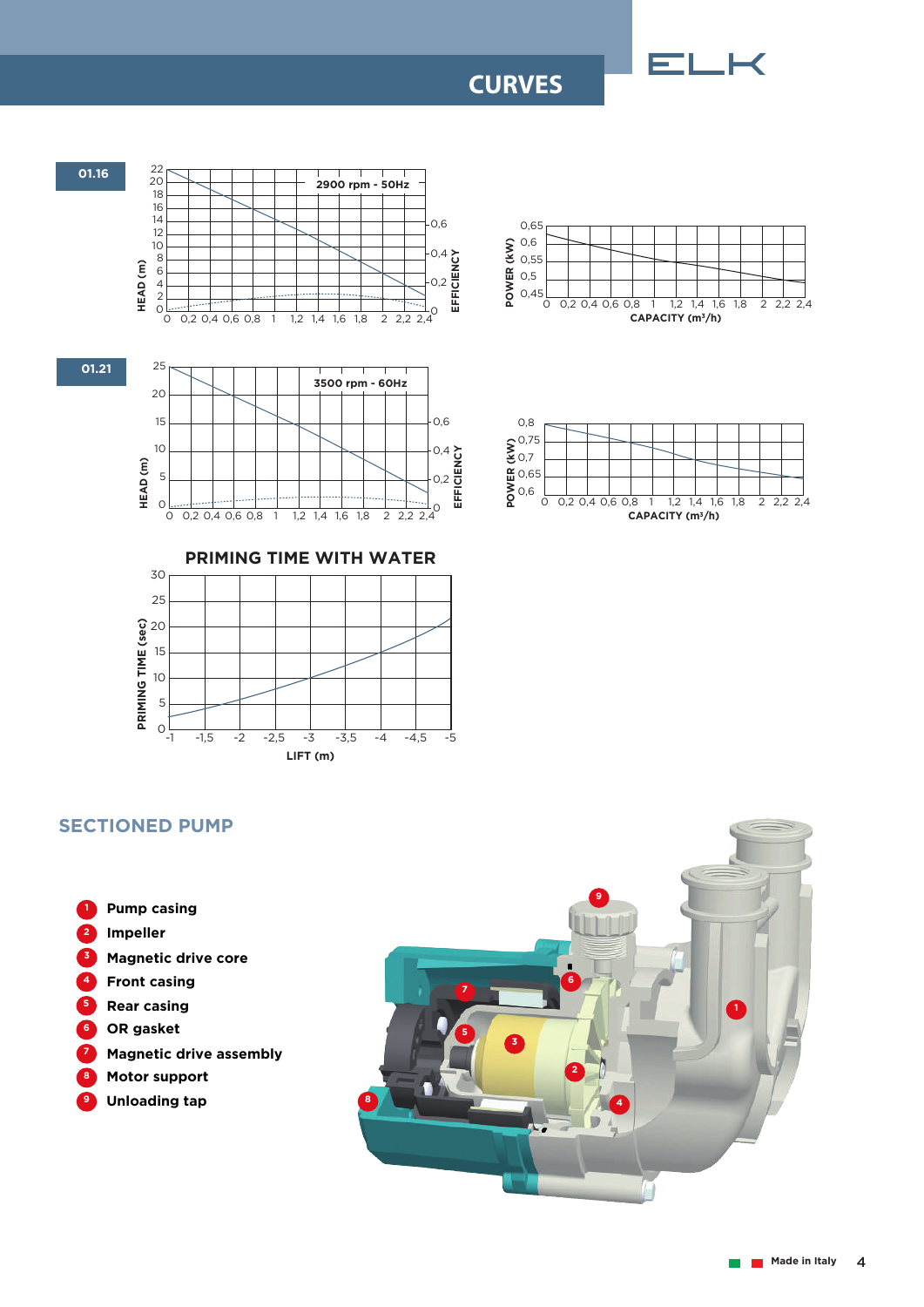# CURVES

**01.16**

2900 rpm - 50Hz

HEAD (m) — EFFICIENCY — POWER (kW) — CAPACITY (m³/h)

**01.21**

3500 rpm - 60Hz

HEAD (m) — EFFICIENCY — POWER (kW) — CAPACITY (m³/h)

## PRIMING TIME WITH WATER

PRIMING TIME (sec) — LIFT (m)

## SECTIONED PUMP

1. Pump casing
2. Impeller
3. Magnetic drive core
4. Front casing
5. Rear casing
6. OR gasket
7. Magnetic drive assembly
8. Motor support
9. Unloading tap

Made in Italy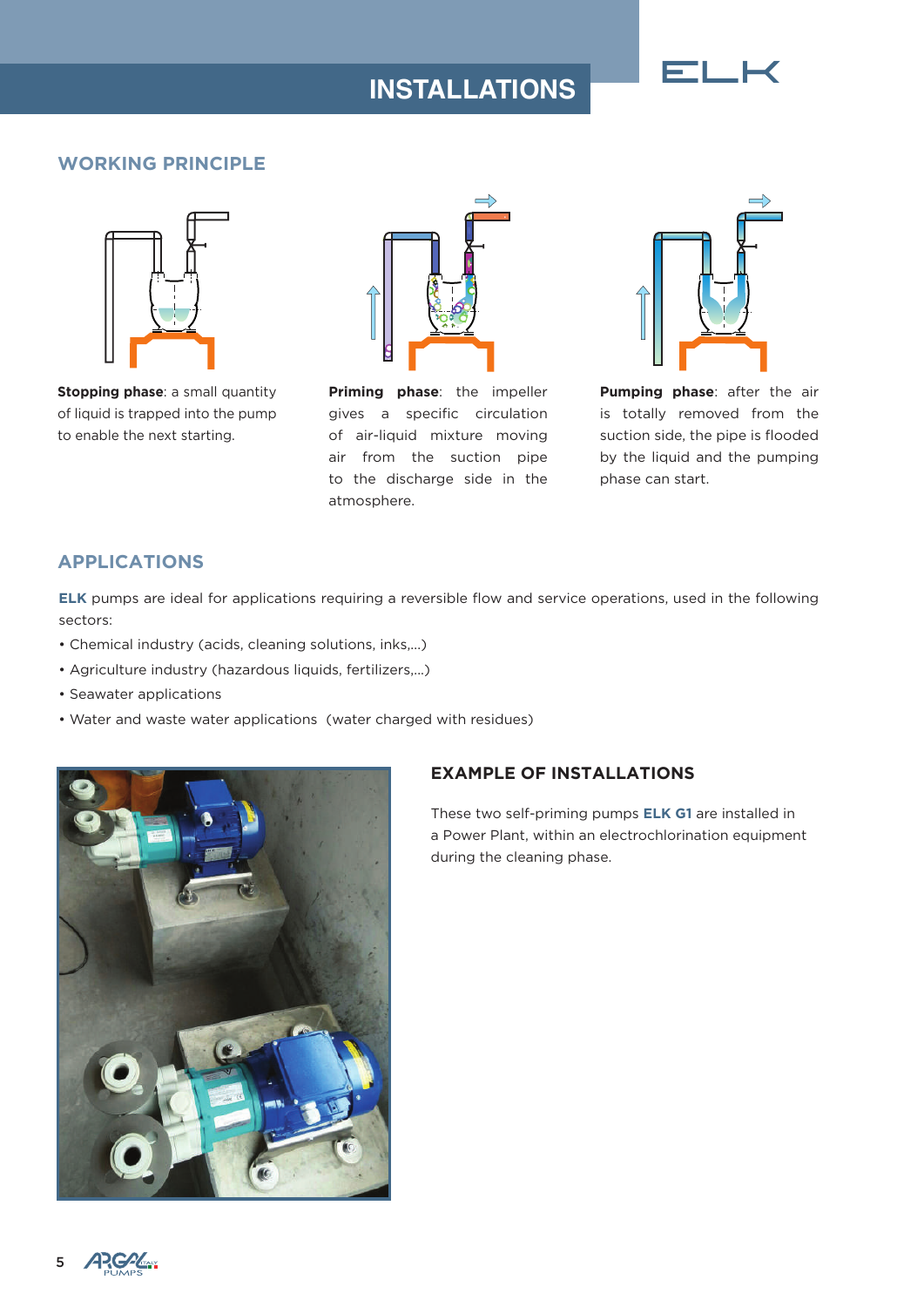# INSTALLATIONS

## WORKING PRINCIPLE

**Stopping phase**: a small quantity of liquid is trapped into the pump to enable the next starting.

**Priming phase**: the impeller gives a specific circulation of air-liquid mixture moving air from the suction pipe to the discharge side in the atmosphere.

**Pumping phase**: after the air is totally removed from the suction side, the pipe is flooded by the liquid and the pumping phase can start.

## APPLICATIONS

**ELK** pumps are ideal for applications requiring a reversible flow and service operations, used in the following sectors:

- Chemical industry (acids, cleaning solutions, inks,...)
- Agriculture industry (hazardous liquids, fertilizers,...)
- Seawater applications
- Water and waste water applications (water charged with residues)

## EXAMPLE OF INSTALLATIONS

These two self-priming pumps **ELK G1** are installed in a Power Plant, within an electrochlorination equipment during the cleaning phase.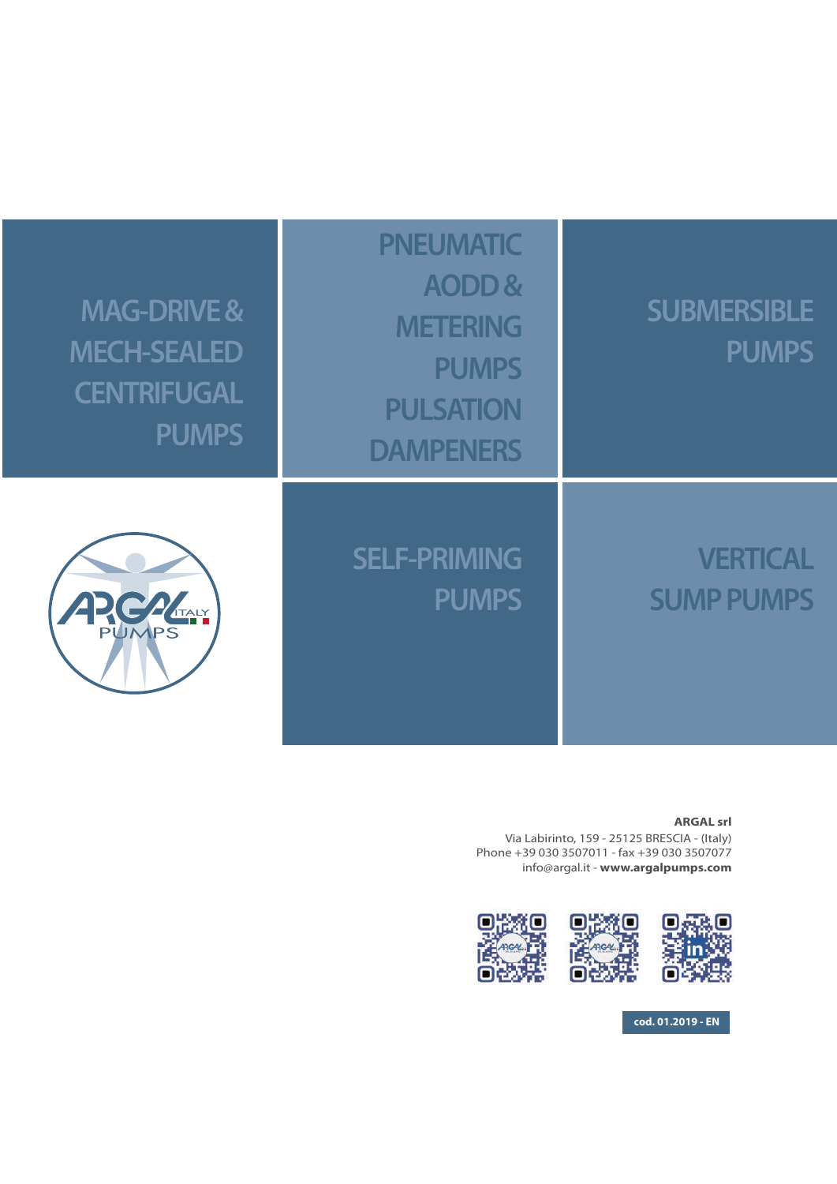MAG-DRIVE & MECH-SEALED CENTRIFUGAL PUMPS

PNEUMATIC AODD & METERING PUMPS PULSATION DAMPENERS

SUBMERSIBLE PUMPS

SELF-PRIMING PUMPS

VERTICAL SUMP PUMPS

ARGAL PUMPS ITALY

**ARGAL srl**
Via Labirinto, 159 - 25125 BRESCIA - (Italy)
Phone +39 030 3507011 - fax +39 030 3507077
info@argal.it - **www.argalpumps.com**

**cod. 01.2019 - EN**